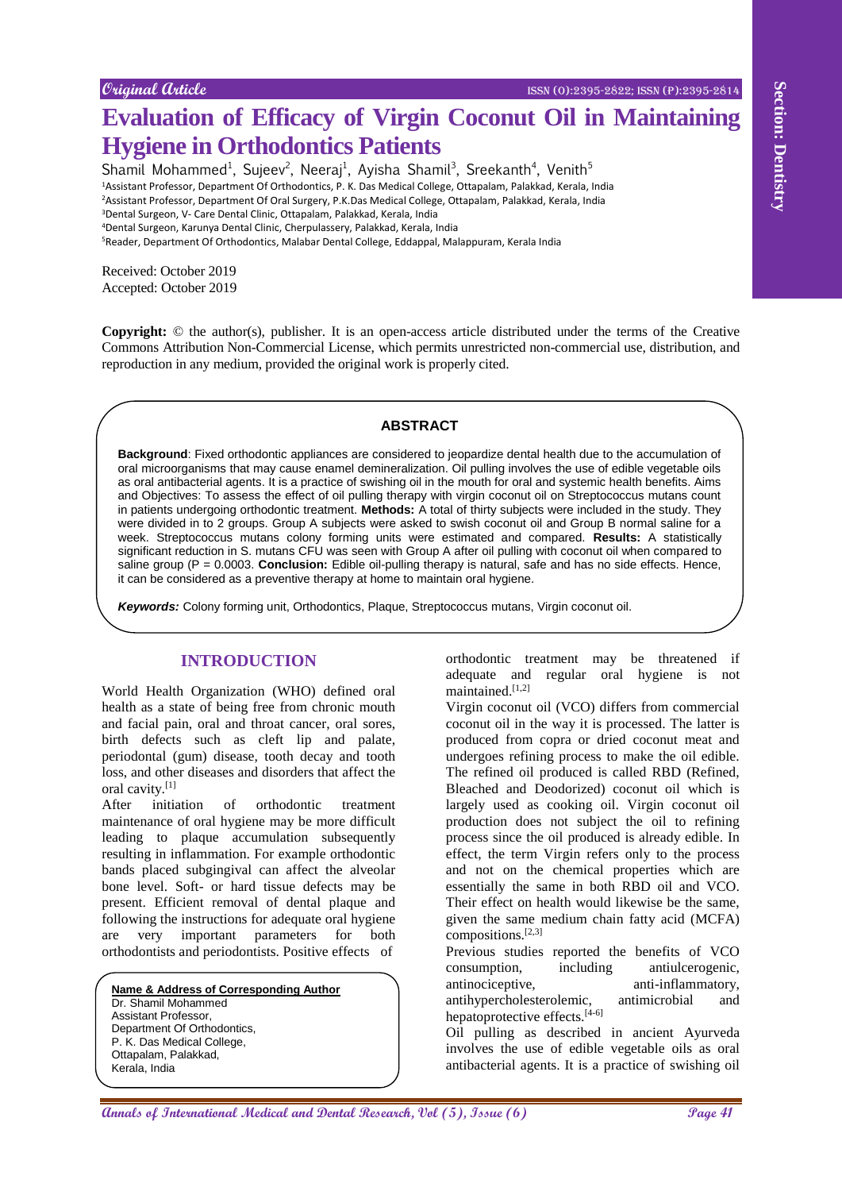Original Article

# Evaluation of Efficacy of Virgin Coconut Oil in Maintaining Hygiene in Orthodontics Patients

Shamil Mohammed[1], Sujeev[2], Neeraj[1], Ayisha Shamil[3], Sreekanth[4], Venith[5]

[1]Assistant Professor, Department Of Orthodontics, P. K. Das Medical College, Ottapalam, Palakkad, Kerala, India
[2]Assistant Professor, Department Of Oral Surgery, P.K.Das Medical College, Ottapalam, Palakkad, Kerala, India
[3]Dental Surgeon, V- Care Dental Clinic, Ottapalam, Palakkad, Kerala, India
[4]Dental Surgeon, Karunya Dental Clinic, Cherpulassery, Palakkad, Kerala, India
[5]Reader, Department Of Orthodontics, Malabar Dental College, Eddappal, Malappuram, Kerala India

Received: October 2019
Accepted: October 2019

**Copyright:** © the author(s), publisher. It is an open-access article distributed under the terms of the Creative Commons Attribution Non-Commercial License, which permits unrestricted non-commercial use, distribution, and reproduction in any medium, provided the original work is properly cited.

## ABSTRACT

**Background**: Fixed orthodontic appliances are considered to jeopardize dental health due to the accumulation of oral microorganisms that may cause enamel demineralization. Oil pulling involves the use of edible vegetable oils as oral antibacterial agents. It is a practice of swishing oil in the mouth for oral and systemic health benefits. Aims and Objectives: To assess the effect of oil pulling therapy with virgin coconut oil on Streptococcus mutans count in patients undergoing orthodontic treatment. **Methods:** A total of thirty subjects were included in the study. They were divided in to 2 groups. Group A subjects were asked to swish coconut oil and Group B normal saline for a week. Streptococcus mutans colony forming units were estimated and compared. **Results:** A statistically significant reduction in S. mutans CFU was seen with Group A after oil pulling with coconut oil when compared to saline group (P = 0.0003. **Conclusion:** Edible oil-pulling therapy is natural, safe and has no side effects. Hence, it can be considered as a preventive therapy at home to maintain oral hygiene.

***Keywords:*** Colony forming unit, Orthodontics, Plaque, Streptococcus mutans, Virgin coconut oil.

## INTRODUCTION

World Health Organization (WHO) defined oral health as a state of being free from chronic mouth and facial pain, oral and throat cancer, oral sores, birth defects such as cleft lip and palate, periodontal (gum) disease, tooth decay and tooth loss, and other diseases and disorders that affect the oral cavity.[1]

After initiation of orthodontic treatment maintenance of oral hygiene may be more difficult leading to plaque accumulation subsequently resulting in inflammation. For example orthodontic bands placed subgingival can affect the alveolar bone level. Soft- or hard tissue defects may be present. Efficient removal of dental plaque and following the instructions for adequate oral hygiene are very important parameters for both orthodontists and periodontists. Positive effects of orthodontic treatment may be threatened if adequate and regular oral hygiene is not maintained.[1,2]

Virgin coconut oil (VCO) differs from commercial coconut oil in the way it is processed. The latter is produced from copra or dried coconut meat and undergoes refining process to make the oil edible. The refined oil produced is called RBD (Refined, Bleached and Deodorized) coconut oil which is largely used as cooking oil. Virgin coconut oil production does not subject the oil to refining process since the oil produced is already edible. In effect, the term Virgin refers only to the process and not on the chemical properties which are essentially the same in both RBD oil and VCO. Their effect on health would likewise be the same, given the same medium chain fatty acid (MCFA) compositions.[2,3]

Previous studies reported the benefits of VCO consumption, including antiulcerogenic, antinociceptive, anti-inflammatory, antihypercholesterolemic, antimicrobial and hepatoprotective effects.[4-6]

Oil pulling as described in ancient Ayurveda involves the use of edible vegetable oils as oral antibacterial agents. It is a practice of swishing oil

**Name & Address of Corresponding Author**
Dr. Shamil Mohammed
Assistant Professor,
Department Of Orthodontics,
P. K. Das Medical College,
Ottapalam, Palakkad,
Kerala, India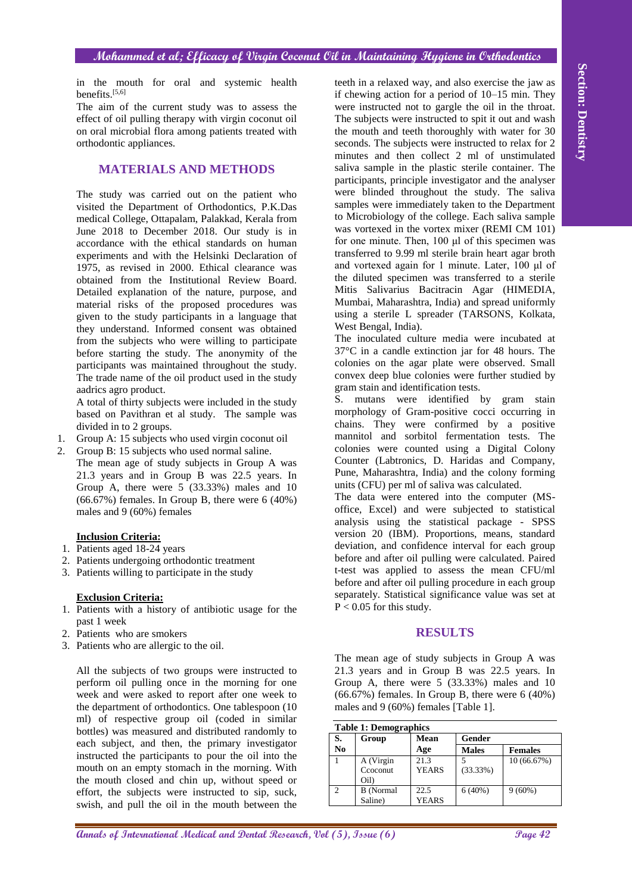in the mouth for oral and systemic health benefits.[5,6]

The aim of the current study was to assess the effect of oil pulling therapy with virgin coconut oil on oral microbial flora among patients treated with orthodontic appliances.

## MATERIALS AND METHODS

The study was carried out on the patient who visited the Department of Orthodontics, P.K.Das medical College, Ottapalam, Palakkad, Kerala from June 2018 to December 2018. Our study is in accordance with the ethical standards on human experiments and with the Helsinki Declaration of 1975, as revised in 2000. Ethical clearance was obtained from the Institutional Review Board. Detailed explanation of the nature, purpose, and material risks of the proposed procedures was given to the study participants in a language that they understand. Informed consent was obtained from the subjects who were willing to participate before starting the study. The anonymity of the participants was maintained throughout the study. The trade name of the oil product used in the study aadrics agro product.

A total of thirty subjects were included in the study based on Pavithran et al study. The sample was divided in to 2 groups.

1. Group A: 15 subjects who used virgin coconut oil
2. Group B: 15 subjects who used normal saline.

The mean age of study subjects in Group A was 21.3 years and in Group B was 22.5 years. In Group A, there were 5 (33.33%) males and 10 (66.67%) females. In Group B, there were 6 (40%) males and 9 (60%) females

**Inclusion Criteria:**

1. Patients aged 18-24 years
2. Patients undergoing orthodontic treatment
3. Patients willing to participate in the study

**Exclusion Criteria:**

1. Patients with a history of antibiotic usage for the past 1 week
2. Patients who are smokers
3. Patients who are allergic to the oil.

All the subjects of two groups were instructed to perform oil pulling once in the morning for one week and were asked to report after one week to the department of orthodontics. One tablespoon (10 ml) of respective group oil (coded in similar bottles) was measured and distributed randomly to each subject, and then, the primary investigator instructed the participants to pour the oil into the mouth on an empty stomach in the morning. With the mouth closed and chin up, without speed or effort, the subjects were instructed to sip, suck, swish, and pull the oil in the mouth between the teeth in a relaxed way, and also exercise the jaw as if chewing action for a period of 10–15 min. They were instructed not to gargle the oil in the throat. The subjects were instructed to spit it out and wash the mouth and teeth thoroughly with water for 30 seconds. The subjects were instructed to relax for 2 minutes and then collect 2 ml of unstimulated saliva sample in the plastic sterile container. The participants, principle investigator and the analyser were blinded throughout the study. The saliva samples were immediately taken to the Department to Microbiology of the college. Each saliva sample was vortexed in the vortex mixer (REMI CM 101) for one minute. Then, 100 μl of this specimen was transferred to 9.99 ml sterile brain heart agar broth and vortexed again for 1 minute. Later, 100 μl of the diluted specimen was transferred to a sterile Mitis Salivarius Bacitracin Agar (HIMEDIA, Mumbai, Maharashtra, India) and spread uniformly using a sterile L spreader (TARSONS, Kolkata, West Bengal, India).

The inoculated culture media were incubated at 37°C in a candle extinction jar for 48 hours. The colonies on the agar plate were observed. Small convex deep blue colonies were further studied by gram stain and identification tests.

S. mutans were identified by gram stain morphology of Gram-positive cocci occurring in chains. They were confirmed by a positive mannitol and sorbitol fermentation tests. The colonies were counted using a Digital Colony Counter (Labtronics, D. Haridas and Company, Pune, Maharashtra, India) and the colony forming units (CFU) per ml of saliva was calculated.

The data were entered into the computer (MS-office, Excel) and were subjected to statistical analysis using the statistical package - SPSS version 20 (IBM). Proportions, means, standard deviation, and confidence interval for each group before and after oil pulling were calculated. Paired t-test was applied to assess the mean CFU/ml before and after oil pulling procedure in each group separately. Statistical significance value was set at $P < 0.05$ for this study.

## RESULTS

The mean age of study subjects in Group A was 21.3 years and in Group B was 22.5 years. In Group A, there were 5 (33.33%) males and 10 (66.67%) females. In Group B, there were 6 (40%) males and 9 (60%) females [Table 1].

**Table 1: Demographics**

| S. No | Group | Mean Age | Gender | |
|---|---|---|---|---|
| | | | Males | Females |
| 1 | A (Virgin Ccoconut Oil) | 21.3 YEARS | 5 (33.33%) | 10 (66.67%) |
| 2 | B (Normal Saline) | 22.5 YEARS | 6 (40%) | 9 (60%) |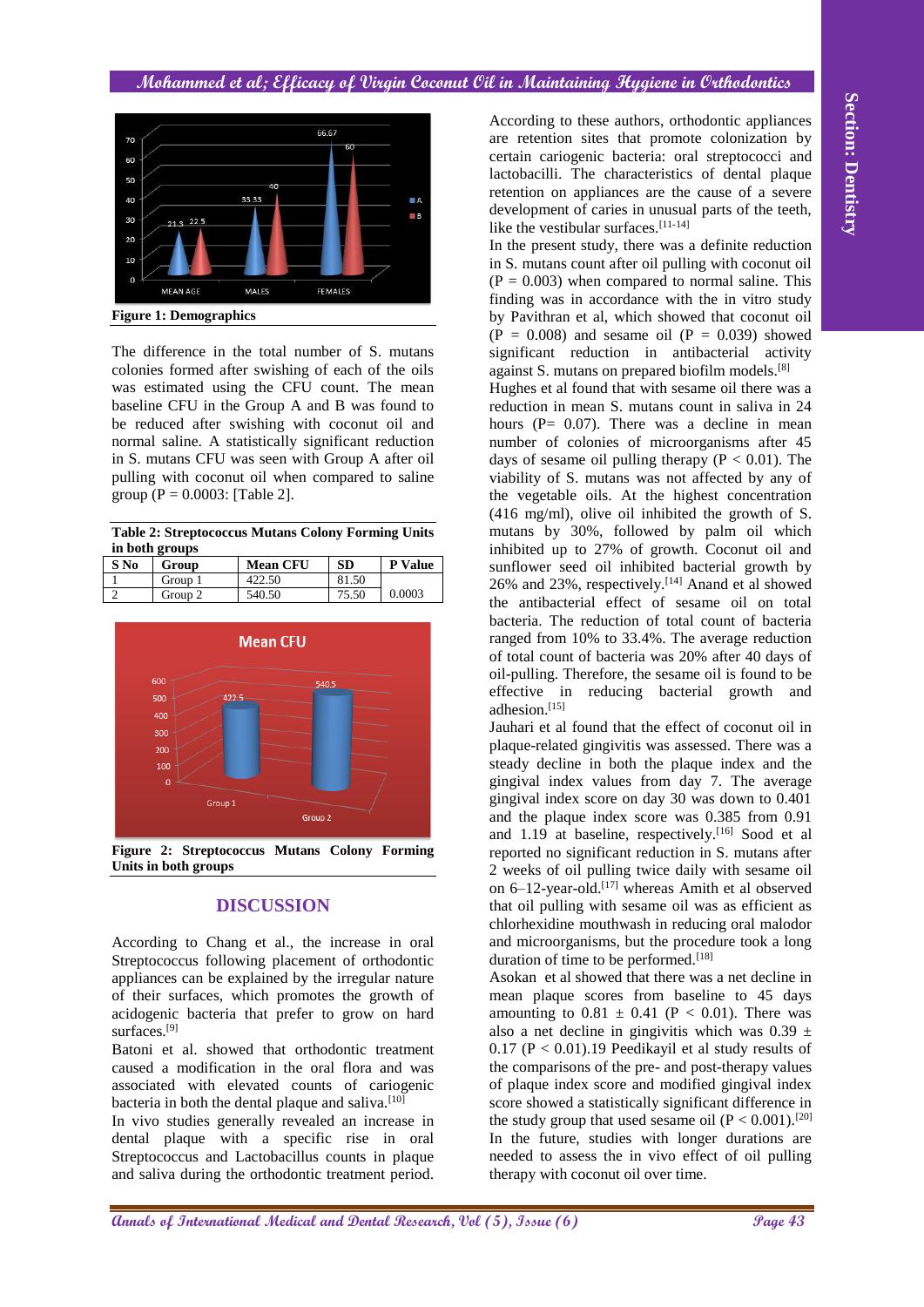Figure 1: Demographics

The difference in the total number of S. mutans colonies formed after swishing of each of the oils was estimated using the CFU count. The mean baseline CFU in the Group A and B was found to be reduced after swishing with coconut oil and normal saline. A statistically significant reduction in S. mutans CFU was seen with Group A after oil pulling with coconut oil when compared to saline group (P = 0.0003: [Table 2].

**Table 2: Streptococcus Mutans Colony Forming Units in both groups**

| S No | Group | Mean CFU | SD | P Value |
|---|---|---|---|---|
| 1 | Group 1 | 422.50 | 81.50 | |
| 2 | Group 2 | 540.50 | 75.50 | 0.0003 |

**Figure 2: Streptococcus Mutans Colony Forming Units in both groups**

## DISCUSSION

According to Chang et al., the increase in oral Streptococcus following placement of orthodontic appliances can be explained by the irregular nature of their surfaces, which promotes the growth of acidogenic bacteria that prefer to grow on hard surfaces.[9]

Batoni et al. showed that orthodontic treatment caused a modification in the oral flora and was associated with elevated counts of cariogenic bacteria in both the dental plaque and saliva.[10]

In vivo studies generally revealed an increase in dental plaque with a specific rise in oral Streptococcus and Lactobacillus counts in plaque and saliva during the orthodontic treatment period. According to these authors, orthodontic appliances are retention sites that promote colonization by certain cariogenic bacteria: oral streptococci and lactobacilli. The characteristics of dental plaque retention on appliances are the cause of a severe development of caries in unusual parts of the teeth, like the vestibular surfaces.[11-14]

In the present study, there was a definite reduction in S. mutans count after oil pulling with coconut oil (P = 0.003) when compared to normal saline. This finding was in accordance with the in vitro study by Pavithran et al, which showed that coconut oil (P = 0.008) and sesame oil (P = 0.039) showed significant reduction in antibacterial activity against S. mutans on prepared biofilm models.[8]

Hughes et al found that with sesame oil there was a reduction in mean S. mutans count in saliva in 24 hours (P= 0.07). There was a decline in mean number of colonies of microorganisms after 45 days of sesame oil pulling therapy (P < 0.01). The viability of S. mutans was not affected by any of the vegetable oils. At the highest concentration (416 mg/ml), olive oil inhibited the growth of S. mutans by 30%, followed by palm oil which inhibited up to 27% of growth. Coconut oil and sunflower seed oil inhibited bacterial growth by 26% and 23%, respectively.[14] Anand et al showed the antibacterial effect of sesame oil on total bacteria. The reduction of total count of bacteria ranged from 10% to 33.4%. The average reduction of total count of bacteria was 20% after 40 days of oil-pulling. Therefore, the sesame oil is found to be effective in reducing bacterial growth and adhesion.[15]

Jauhari et al found that the effect of coconut oil in plaque-related gingivitis was assessed. There was a steady decline in both the plaque index and the gingival index values from day 7. The average gingival index score on day 30 was down to 0.401 and the plaque index score was 0.385 from 0.91 and 1.19 at baseline, respectively.[16] Sood et al reported no significant reduction in S. mutans after 2 weeks of oil pulling twice daily with sesame oil on 6–12-year-old.[17] whereas Amith et al observed that oil pulling with sesame oil was as efficient as chlorhexidine mouthwash in reducing oral malodor and microorganisms, but the procedure took a long duration of time to be performed.[18]

Asokan et al showed that there was a net decline in mean plaque scores from baseline to 45 days amounting to 0.81 ± 0.41 (P < 0.01). There was also a net decline in gingivitis which was 0.39 ± 0.17 (P < 0.01).19 Peedikayil et al study results of the comparisons of the pre- and post-therapy values of plaque index score and modified gingival index score showed a statistically significant difference in the study group that used sesame oil (P < 0.001).[20]

In the future, studies with longer durations are needed to assess the in vivo effect of oil pulling therapy with coconut oil over time.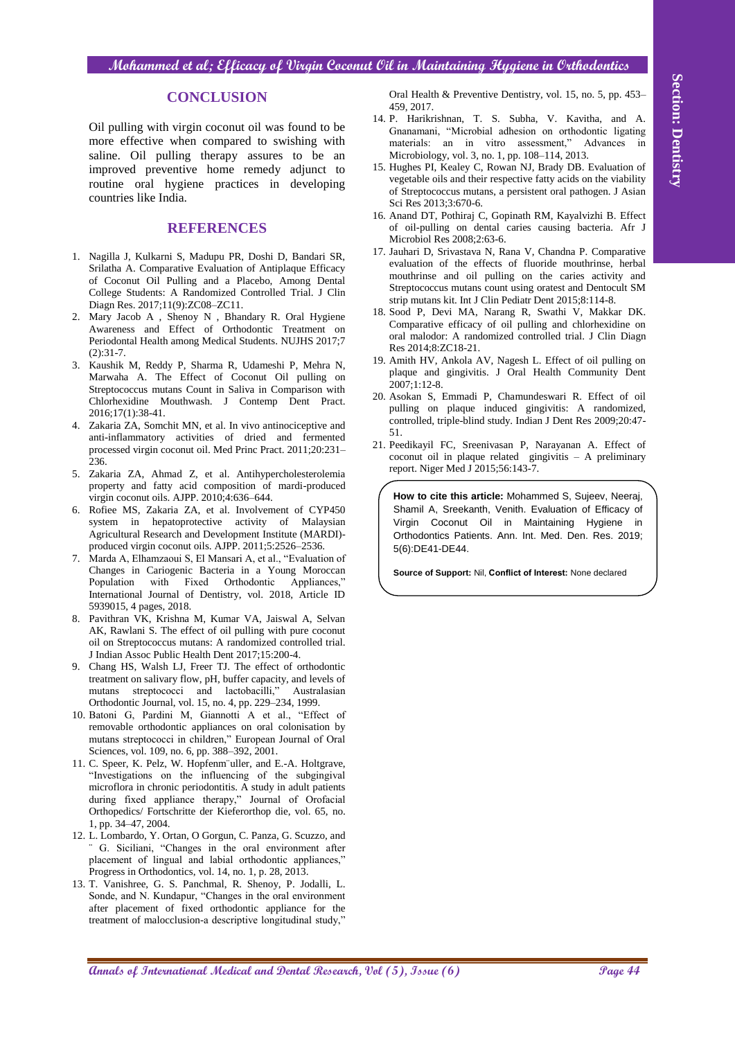## CONCLUSION

Oil pulling with virgin coconut oil was found to be more effective when compared to swishing with saline. Oil pulling therapy assures to be an improved preventive home remedy adjunct to routine oral hygiene practices in developing countries like India.

## REFERENCES

1. Nagilla J, Kulkarni S, Madupu PR, Doshi D, Bandari SR, Srilatha A. Comparative Evaluation of Antiplaque Efficacy of Coconut Oil Pulling and a Placebo, Among Dental College Students: A Randomized Controlled Trial. J Clin Diagn Res. 2017;11(9):ZC08–ZC11.
2. Mary Jacob A , Shenoy N , Bhandary R. Oral Hygiene Awareness and Effect of Orthodontic Treatment on Periodontal Health among Medical Students. NUJHS 2017;7 (2):31-7.
3. Kaushik M, Reddy P, Sharma R, Udameshi P, Mehra N, Marwaha A. The Effect of Coconut Oil pulling on Streptococcus mutans Count in Saliva in Comparison with Chlorhexidine Mouthwash. J Contemp Dent Pract. 2016;17(1):38-41.
4. Zakaria ZA, Somchit MN, et al. In vivo antinociceptive and anti-inflammatory activities of dried and fermented processed virgin coconut oil. Med Princ Pract. 2011;20:231–236.
5. Zakaria ZA, Ahmad Z, et al. Antihypercholesterolemia property and fatty acid composition of mardi-produced virgin coconut oils. AJPP. 2010;4:636–644.
6. Rofiee MS, Zakaria ZA, et al. Involvement of CYP450 system in hepatoprotective activity of Malaysian Agricultural Research and Development Institute (MARDI)-produced virgin coconut oils. AJPP. 2011;5:2526–2536.
7. Marda A, Elhamzaoui S, El Mansari A, et al., "Evaluation of Changes in Cariogenic Bacteria in a Young Moroccan Population with Fixed Orthodontic Appliances," International Journal of Dentistry, vol. 2018, Article ID 5939015, 4 pages, 2018.
8. Pavithran VK, Krishna M, Kumar VA, Jaiswal A, Selvan AK, Rawlani S. The effect of oil pulling with pure coconut oil on Streptococcus mutans: A randomized controlled trial. J Indian Assoc Public Health Dent 2017;15:200-4.
9. Chang HS, Walsh LJ, Freer TJ. The effect of orthodontic treatment on salivary flow, pH, buffer capacity, and levels of mutans streptococci and lactobacilli," Australasian Orthodontic Journal, vol. 15, no. 4, pp. 229–234, 1999.
10. Batoni G, Pardini M, Giannotti A et al., "Effect of removable orthodontic appliances on oral colonisation by mutans streptococci in children," European Journal of Oral Sciences, vol. 109, no. 6, pp. 388–392, 2001.
11. C. Speer, K. Pelz, W. Hopfenm¨uller, and E.-A. Holtgrave, "Investigations on the influencing of the subgingival microflora in chronic periodontitis. A study in adult patients during fixed appliance therapy," Journal of Orofacial Orthopedics/ Fortschritte der Kieferorthop die, vol. 65, no. 1, pp. 34–47, 2004.
12. L. Lombardo, Y. Ortan, O Gorgun, C. Panza, G. Scuzzo, and ¨ G. Siciliani, "Changes in the oral environment after placement of lingual and labial orthodontic appliances," Progress in Orthodontics, vol. 14, no. 1, p. 28, 2013.
13. T. Vanishree, G. S. Panchmal, R. Shenoy, P. Jodalli, L. Sonde, and N. Kundapur, "Changes in the oral environment after placement of fixed orthodontic appliance for the treatment of malocclusion-a descriptive longitudinal study," Oral Health & Preventive Dentistry, vol. 15, no. 5, pp. 453–459, 2017.
14. P. Harikrishnan, T. S. Subha, V. Kavitha, and A. Gnanamani, "Microbial adhesion on orthodontic ligating materials: an in vitro assessment," Advances in Microbiology, vol. 3, no. 1, pp. 108–114, 2013.
15. Hughes PI, Kealey C, Rowan NJ, Brady DB. Evaluation of vegetable oils and their respective fatty acids on the viability of Streptococcus mutans, a persistent oral pathogen. J Asian Sci Res 2013;3:670-6.
16. Anand DT, Pothiraj C, Gopinath RM, Kayalvizhi B. Effect of oil-pulling on dental caries causing bacteria. Afr J Microbiol Res 2008;2:63-6.
17. Jauhari D, Srivastava N, Rana V, Chandna P. Comparative evaluation of the effects of fluoride mouthrinse, herbal mouthrinse and oil pulling on the caries activity and Streptococcus mutans count using oratest and Dentocult SM strip mutans kit. Int J Clin Pediatr Dent 2015;8:114-8.
18. Sood P, Devi MA, Narang R, Swathi V, Makkar DK. Comparative efficacy of oil pulling and chlorhexidine on oral malodor: A randomized controlled trial. J Clin Diagn Res 2014;8:ZC18-21.
19. Amith HV, Ankola AV, Nagesh L. Effect of oil pulling on plaque and gingivitis. J Oral Health Community Dent 2007;1:12-8.
20. Asokan S, Emmadi P, Chamundeswari R. Effect of oil pulling on plaque induced gingivitis: A randomized, controlled, triple-blind study. Indian J Dent Res 2009;20:47-51.
21. Peedikayil FC, Sreenivasan P, Narayanan A. Effect of coconut oil in plaque related gingivitis – A preliminary report. Niger Med J 2015;56:143-7.

**How to cite this article:** Mohammed S, Sujeev, Neeraj, Shamil A, Sreekanth, Venith. Evaluation of Efficacy of Virgin Coconut Oil in Maintaining Hygiene in Orthodontics Patients. Ann. Int. Med. Den. Res. 2019; 5(6):DE41-DE44.

**Source of Support:** Nil, **Conflict of Interest:** None declared